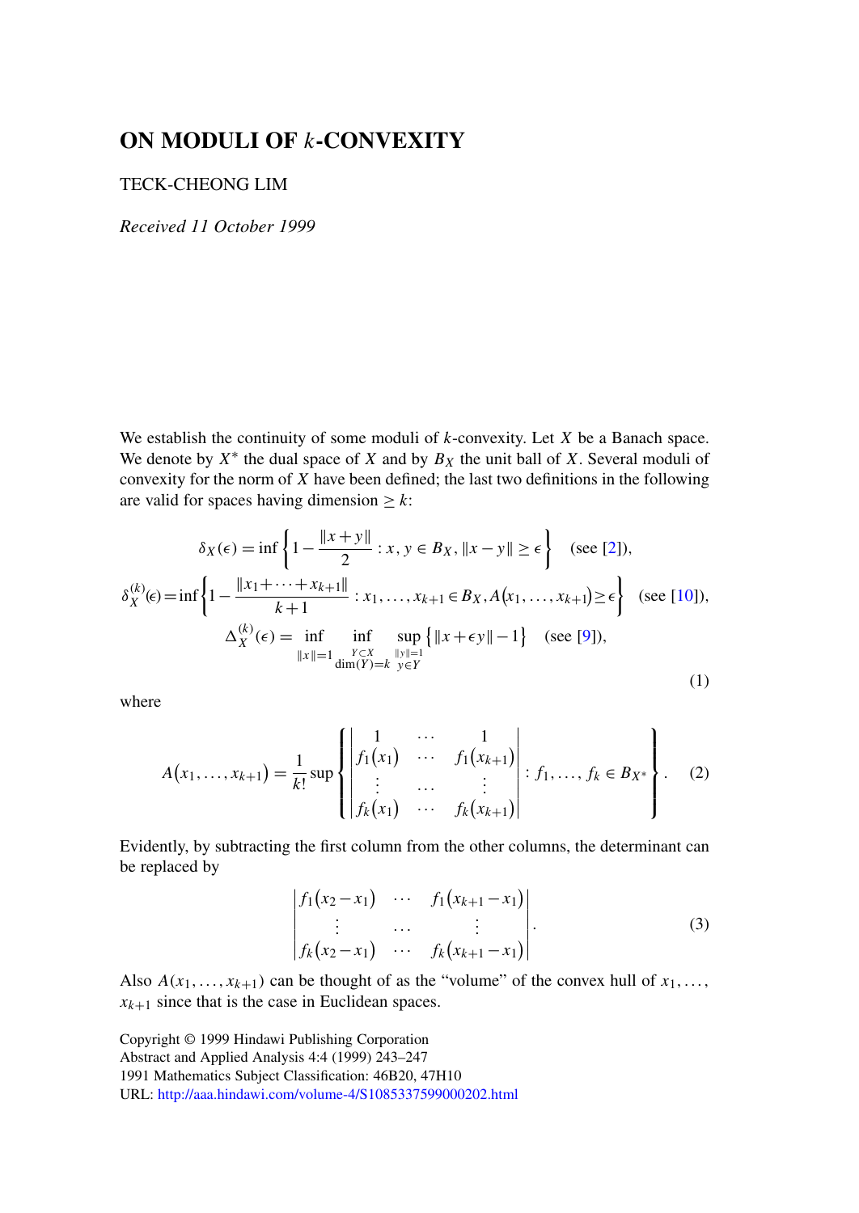# ON MODULI OF $k$-CONVEXITY

TECK-CHEONG LIM

*Received 11 October 1999*

We establish the continuity of some moduli of $k$-convexity. Let $X$ be a Banach space. We denote by $X^*$ the dual space of $X$ and by $B_X$ the unit ball of $X$. Several moduli of convexity for the norm of $X$ have been defined; the last two definitions in the following are valid for spaces having dimension $\geq k$:

$$
\begin{aligned}
\delta_X(\epsilon) &= \inf\left\{1-\frac{\|x+y\|}{2} : x, y \in B_X, \|x-y\| \geq \epsilon\right\} \quad \text{(see [2])},\\
\delta_X^{(k)}(\epsilon) &= \inf\left\{1-\frac{\|x_1+\cdots+x_{k+1}\|}{k+1} : x_1,\ldots,x_{k+1} \in B_X, A\left(x_1,\ldots,x_{k+1}\right) \geq \epsilon\right\} \quad \text{(see [10])},\\
\Delta_X^{(k)}(\epsilon) &= \inf_{\|x\|=1} \inf_{\substack{Y \subset X \\ \dim(Y)=k}} \sup_{\substack{\|y\|=1 \\ y \in Y}} \left\{\|x+\epsilon y\|-1\right\} \quad \text{(see [9])},
\end{aligned}
\tag{1}
$$

where

$$
A\left(x_1,\ldots,x_{k+1}\right) = \frac{1}{k!}\sup\left\{\begin{vmatrix} 1 & \cdots & 1 \\ f_1\left(x_1\right) & \cdots & f_1\left(x_{k+1}\right) \\ \vdots & \cdots & \vdots \\ f_k\left(x_1\right) & \cdots & f_k\left(x_{k+1}\right) \end{vmatrix} : f_1,\ldots,f_k \in B_{X^*}\right\}. \tag{2}
$$

Evidently, by subtracting the first column from the other columns, the determinant can be replaced by

$$
\begin{vmatrix} f_1\left(x_2-x_1\right) & \cdots & f_1\left(x_{k+1}-x_1\right) \\ \vdots & \cdots & \vdots \\ f_k\left(x_2-x_1\right) & \cdots & f_k\left(x_{k+1}-x_1\right) \end{vmatrix}. \tag{3}
$$

Also $A(x_1,\ldots,x_{k+1})$ can be thought of as the "volume" of the convex hull of $x_1,\ldots,$ $x_{k+1}$ since that is the case in Euclidean spaces.

Copyright © 1999 Hindawi Publishing Corporation
Abstract and Applied Analysis 4:4 (1999) 243–247
1991 Mathematics Subject Classification: 46B20, 47H10
URL: http://aaa.hindawi.com/volume-4/S1085337599000202.html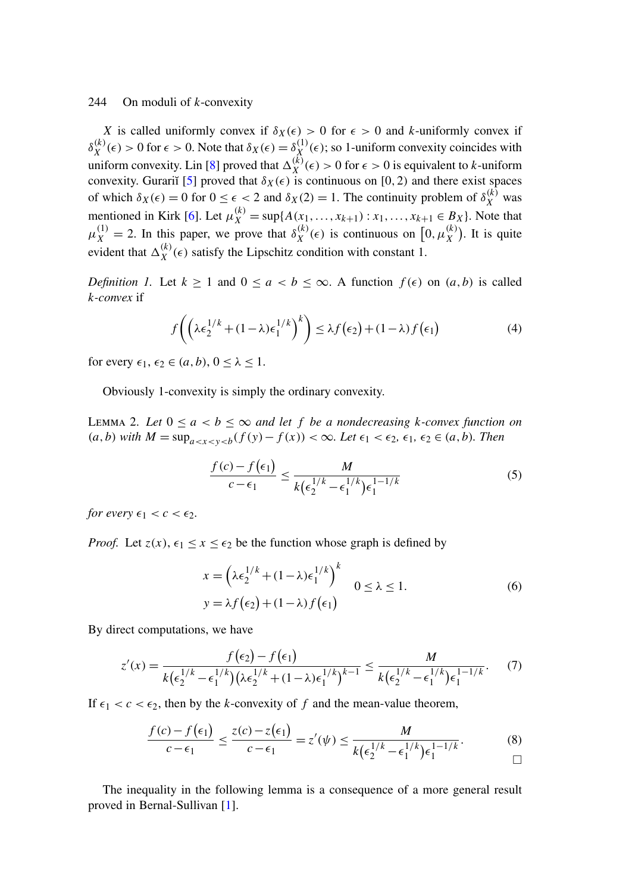$X$ is called uniformly convex if $\delta_X(\epsilon) > 0$ for $\epsilon > 0$ and $k$-uniformly convex if $\delta_X^{(k)}(\epsilon) > 0$ for $\epsilon > 0$. Note that $\delta_X(\epsilon) = \delta_X^{(1)}(\epsilon)$; so 1-uniform convexity coincides with uniform convexity. Lin [8] proved that $\Delta_X^{(k)}(\epsilon) > 0$ for $\epsilon > 0$ is equivalent to $k$-uniform convexity. Gurariĭ [5] proved that $\delta_X(\epsilon)$ is continuous on $[0,2)$ and there exist spaces of which $\delta_X(\epsilon) = 0$ for $0 \le \epsilon < 2$ and $\delta_X(2) = 1$. The continuity problem of $\delta_X^{(k)}$ was mentioned in Kirk [6]. Let $\mu_X^{(k)} = \sup\{A(x_1,\dots,x_{k+1}) : x_1,\dots,x_{k+1} \in B_X\}$. Note that $\mu_X^{(1)} = 2$. In this paper, we prove that $\delta_X^{(k)}(\epsilon)$ is continuous on $\left[0, \mu_X^{(k)}\right)$. It is quite evident that $\Delta_X^{(k)}(\epsilon)$ satisfy the Lipschitz condition with constant 1.

*Definition 1.* Let $k \ge 1$ and $0 \le a < b \le \infty$. A function $f(\epsilon)$ on $(a,b)$ is called *k-convex* if

$$f\left(\left(\lambda\epsilon_2^{1/k} + (1-\lambda)\epsilon_1^{1/k}\right)^k\right) \le \lambda f(\epsilon_2) + (1-\lambda) f(\epsilon_1) \tag{4}$$

for every $\epsilon_1, \epsilon_2 \in (a,b)$, $0 \le \lambda \le 1$.

Obviously 1-convexity is simply the ordinary convexity.

LEMMA 2. *Let $0 \le a < b \le \infty$ and let $f$ be a nondecreasing $k$-convex function on $(a,b)$ with $M = \sup_{a<x<y<b}(f(y) - f(x)) < \infty$. Let $\epsilon_1 < \epsilon_2$, $\epsilon_1, \epsilon_2 \in (a,b)$. Then*

$$\frac{f(c) - f(\epsilon_1)}{c - \epsilon_1} \le \frac{M}{k\left(\epsilon_2^{1/k} - \epsilon_1^{1/k}\right)\epsilon_1^{1-1/k}} \tag{5}$$

*for every $\epsilon_1 < c < \epsilon_2$.*

*Proof.* Let $z(x)$, $\epsilon_1 \le x \le \epsilon_2$ be the function whose graph is defined by

$$\begin{aligned} x &= \left(\lambda\epsilon_2^{1/k} + (1-\lambda)\epsilon_1^{1/k}\right)^k \\ y &= \lambda f(\epsilon_2) + (1-\lambda) f(\epsilon_1) \end{aligned} \quad 0 \le \lambda \le 1. \tag{6}$$

By direct computations, we have

$$z'(x) = \frac{f(\epsilon_2) - f(\epsilon_1)}{k\left(\epsilon_2^{1/k} - \epsilon_1^{1/k}\right)\left(\lambda\epsilon_2^{1/k} + (1-\lambda)\epsilon_1^{1/k}\right)^{k-1}} \le \frac{M}{k\left(\epsilon_2^{1/k} - \epsilon_1^{1/k}\right)\epsilon_1^{1-1/k}}. \tag{7}$$

If $\epsilon_1 < c < \epsilon_2$, then by the $k$-convexity of $f$ and the mean-value theorem,

$$\frac{f(c) - f(\epsilon_1)}{c - \epsilon_1} \le \frac{z(c) - z(\epsilon_1)}{c - \epsilon_1} = z'(\psi) \le \frac{M}{k\left(\epsilon_2^{1/k} - \epsilon_1^{1/k}\right)\epsilon_1^{1-1/k}}. \tag{8}$$

□

The inequality in the following lemma is a consequence of a more general result proved in Bernal-Sullivan [1].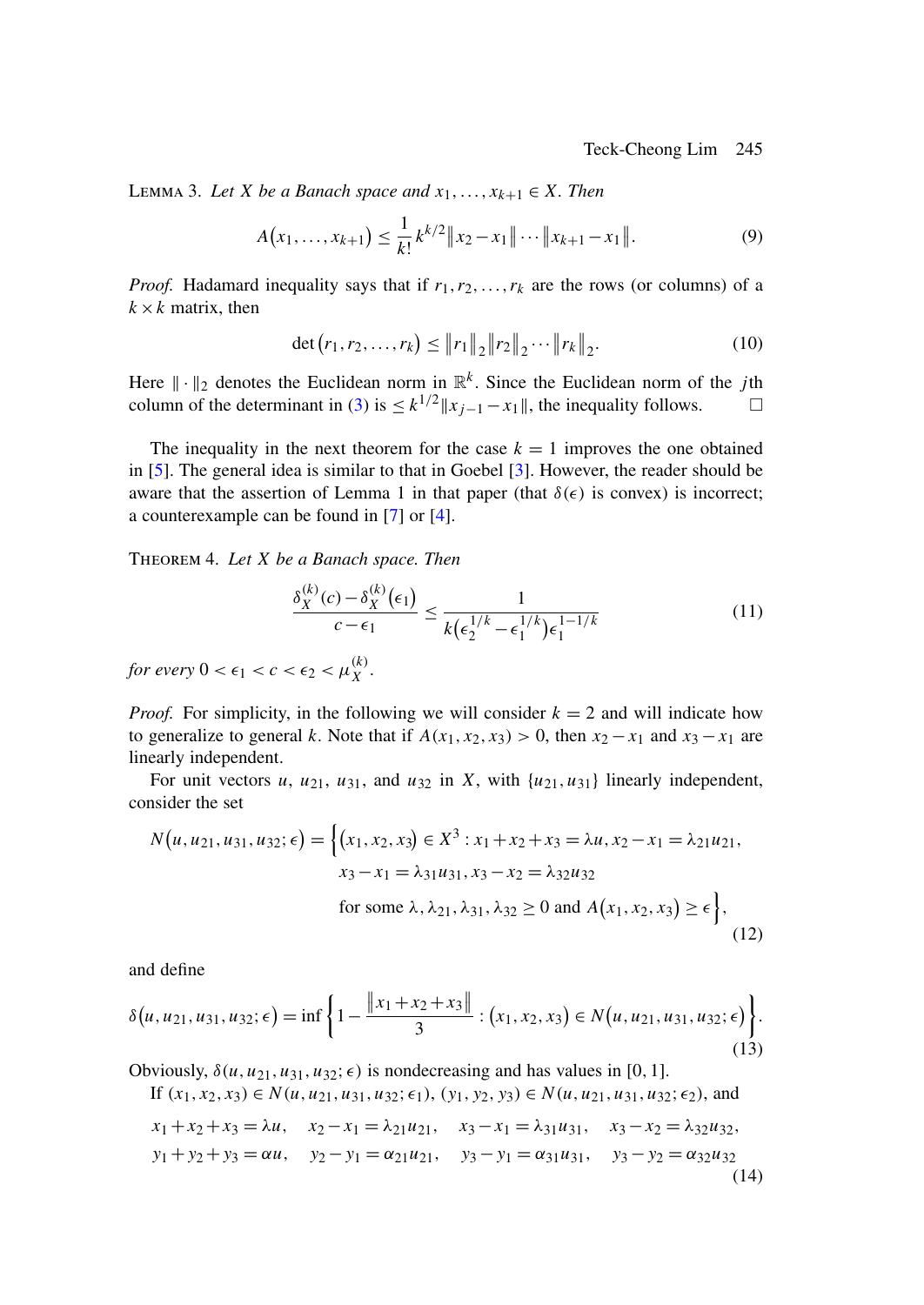LEMMA 3. *Let $X$ be a Banach space and $x_1, \ldots, x_{k+1} \in X$. Then*

$$A(x_1, \ldots, x_{k+1}) \le \frac{1}{k!} k^{k/2} \|x_2 - x_1\| \cdots \|x_{k+1} - x_1\|. \tag{9}$$

*Proof.* Hadamard inequality says that if $r_1, r_2, \ldots, r_k$ are the rows (or columns) of a $k \times k$ matrix, then

$$\det(r_1, r_2, \ldots, r_k) \le \|r_1\|_2 \|r_2\|_2 \cdots \|r_k\|_2. \tag{10}$$

Here $\|\cdot\|_2$ denotes the Euclidean norm in $\mathbb{R}^k$. Since the Euclidean norm of the $j$th column of the determinant in (3) is $\le k^{1/2}\|x_{j-1} - x_1\|$, the inequality follows. □

The inequality in the next theorem for the case $k = 1$ improves the one obtained in [5]. The general idea is similar to that in Goebel [3]. However, the reader should be aware that the assertion of Lemma 1 in that paper (that $\delta(\epsilon)$ is convex) is incorrect; a counterexample can be found in [7] or [4].

THEOREM 4. *Let $X$ be a Banach space. Then*

$$\frac{\delta_X^{(k)}(c) - \delta_X^{(k)}(\epsilon_1)}{c - \epsilon_1} \le \frac{1}{k\left(\epsilon_2^{1/k} - \epsilon_1^{1/k}\right)\epsilon_1^{1-1/k}} \tag{11}$$

*for every $0 < \epsilon_1 < c < \epsilon_2 < \mu_X^{(k)}$.*

*Proof.* For simplicity, in the following we will consider $k = 2$ and will indicate how to generalize to general $k$. Note that if $A(x_1, x_2, x_3) > 0$, then $x_2 - x_1$ and $x_3 - x_1$ are linearly independent.

For unit vectors $u$, $u_{21}$, $u_{31}$, and $u_{32}$ in $X$, with $\{u_{21}, u_{31}\}$ linearly independent, consider the set

$$\begin{aligned} N(u, u_{21}, u_{31}, u_{32}; \epsilon) = \Big\{ &(x_1, x_2, x_3) \in X^3 : x_1 + x_2 + x_3 = \lambda u, x_2 - x_1 = \lambda_{21} u_{21}, \\ &x_3 - x_1 = \lambda_{31} u_{31}, x_3 - x_2 = \lambda_{32} u_{32} \\ &\text{for some } \lambda, \lambda_{21}, \lambda_{31}, \lambda_{32} \ge 0 \text{ and } A(x_1, x_2, x_3) \ge \epsilon \Big\}, \end{aligned} \tag{12}$$

and define

$$\delta(u, u_{21}, u_{31}, u_{32}; \epsilon) = \inf\left\{ 1 - \frac{\|x_1 + x_2 + x_3\|}{3} : (x_1, x_2, x_3) \in N(u, u_{21}, u_{31}, u_{32}; \epsilon) \right\}. \tag{13}$$

Obviously, $\delta(u, u_{21}, u_{31}, u_{32}; \epsilon)$ is nondecreasing and has values in $[0, 1]$.

If $(x_1, x_2, x_3) \in N(u, u_{21}, u_{31}, u_{32}; \epsilon_1)$, $(y_1, y_2, y_3) \in N(u, u_{21}, u_{31}, u_{32}; \epsilon_2)$, and

$$\begin{aligned} &x_1 + x_2 + x_3 = \lambda u, \quad x_2 - x_1 = \lambda_{21} u_{21}, \quad x_3 - x_1 = \lambda_{31} u_{31}, \quad x_3 - x_2 = \lambda_{32} u_{32}, \\ &y_1 + y_2 + y_3 = \alpha u, \quad y_2 - y_1 = \alpha_{21} u_{21}, \quad y_3 - y_1 = \alpha_{31} u_{31}, \quad y_3 - y_2 = \alpha_{32} u_{32} \end{aligned} \tag{14}$$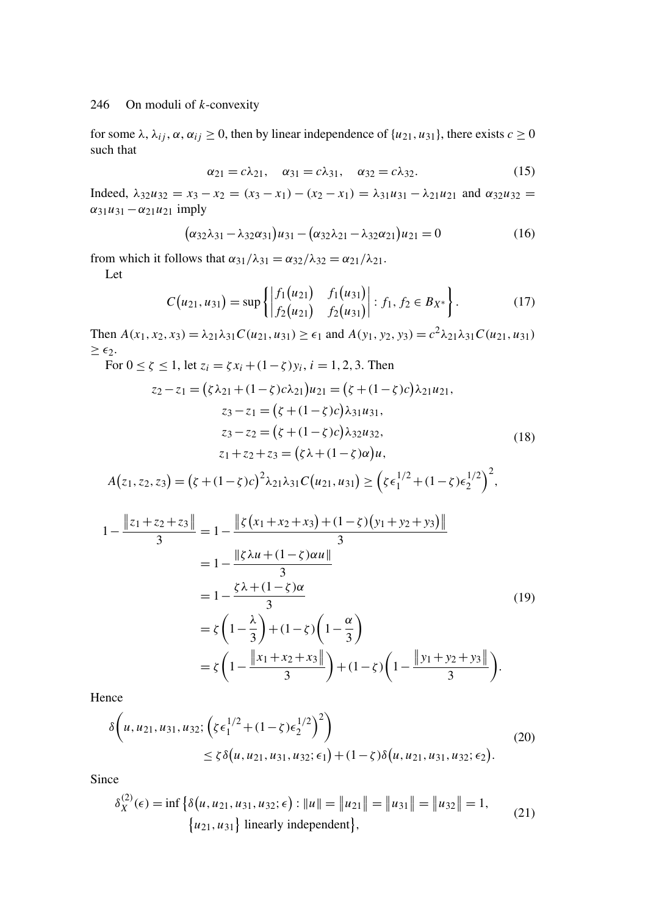for some $\lambda, \lambda_{ij}, \alpha, \alpha_{ij} \geq 0$, then by linear independence of $\{u_{21}, u_{31}\}$, there exists $c \geq 0$ such that

$$\alpha_{21} = c\lambda_{21}, \quad \alpha_{31} = c\lambda_{31}, \quad \alpha_{32} = c\lambda_{32}. \tag{15}$$

Indeed, $\lambda_{32}u_{32} = x_3 - x_2 = (x_3 - x_1) - (x_2 - x_1) = \lambda_{31}u_{31} - \lambda_{21}u_{21}$ and $\alpha_{32}u_{32} = \alpha_{31}u_{31} - \alpha_{21}u_{21}$ imply

$$\big(\alpha_{32}\lambda_{31} - \lambda_{32}\alpha_{31}\big)u_{31} - \big(\alpha_{32}\lambda_{21} - \lambda_{32}\alpha_{21}\big)u_{21} = 0 \tag{16}$$

from which it follows that $\alpha_{31}/\lambda_{31} = \alpha_{32}/\lambda_{32} = \alpha_{21}/\lambda_{21}$.

Let

$$C\big(u_{21}, u_{31}\big) = \sup\left\{ \begin{vmatrix} f_1\big(u_{21}\big) & f_1\big(u_{31}\big) \\ f_2\big(u_{21}\big) & f_2\big(u_{31}\big) \end{vmatrix} : f_1, f_2 \in B_{X^*} \right\}. \tag{17}$$

Then $A(x_1, x_2, x_3) = \lambda_{21}\lambda_{31}C(u_{21}, u_{31}) \geq \epsilon_1$ and $A(y_1, y_2, y_3) = c^2\lambda_{21}\lambda_{31}C(u_{21}, u_{31}) \geq \epsilon_2$.

For $0 \leq \zeta \leq 1$, let $z_i = \zeta x_i + (1-\zeta)y_i$, $i = 1, 2, 3$. Then

$$\begin{gathered}
z_2 - z_1 = \big(\zeta\lambda_{21} + (1-\zeta)c\lambda_{21}\big)u_{21} = \big(\zeta + (1-\zeta)c\big)\lambda_{21}u_{21}, \\
z_3 - z_1 = \big(\zeta + (1-\zeta)c\big)\lambda_{31}u_{31}, \\
z_3 - z_2 = \big(\zeta + (1-\zeta)c\big)\lambda_{32}u_{32}, \\
z_1 + z_2 + z_3 = \big(\zeta\lambda + (1-\zeta)\alpha\big)u,
\end{gathered} \tag{18}$$

$$A\big(z_1, z_2, z_3\big) = \big(\zeta + (1-\zeta)c\big)^2\lambda_{21}\lambda_{31}C\big(u_{21}, u_{31}\big) \geq \Big(\zeta\epsilon_1^{1/2} + (1-\zeta)\epsilon_2^{1/2}\Big)^2,$$

$$\begin{aligned}
1 - \frac{\|z_1 + z_2 + z_3\|}{3} &= 1 - \frac{\big\|\zeta\big(x_1 + x_2 + x_3\big) + (1-\zeta)\big(y_1 + y_2 + y_3\big)\big\|}{3} \\
&= 1 - \frac{\|\zeta\lambda u + (1-\zeta)\alpha u\|}{3} \\
&= 1 - \frac{\zeta\lambda + (1-\zeta)\alpha}{3} \\
&= \zeta\left(1 - \frac{\lambda}{3}\right) + (1-\zeta)\left(1 - \frac{\alpha}{3}\right) \\
&= \zeta\left(1 - \frac{\|x_1 + x_2 + x_3\|}{3}\right) + (1-\zeta)\left(1 - \frac{\|y_1 + y_2 + y_3\|}{3}\right).
\end{aligned} \tag{19}$$

Hence

$$\begin{aligned}
\delta\bigg(u, u_{21}, u_{31}, u_{32}; \Big(\zeta\epsilon_1^{1/2} + (1-\zeta)\epsilon_2^{1/2}\Big)^2\bigg) \\
\leq \zeta\delta\big(u, u_{21}, u_{31}, u_{32}; \epsilon_1\big) + (1-\zeta)\delta\big(u, u_{21}, u_{31}, u_{32}; \epsilon_2\big).
\end{aligned} \tag{20}$$

Since

$$\begin{aligned}
\delta_X^{(2)}(\epsilon) = \inf\big\{\delta\big(u, u_{21}, u_{31}, u_{32}; \epsilon\big) : \|u\| = \|u_{21}\| = \|u_{31}\| = \|u_{32}\| = 1, \\
\{u_{21}, u_{31}\} \text{ linearly independent}\big\},
\end{aligned} \tag{21}$$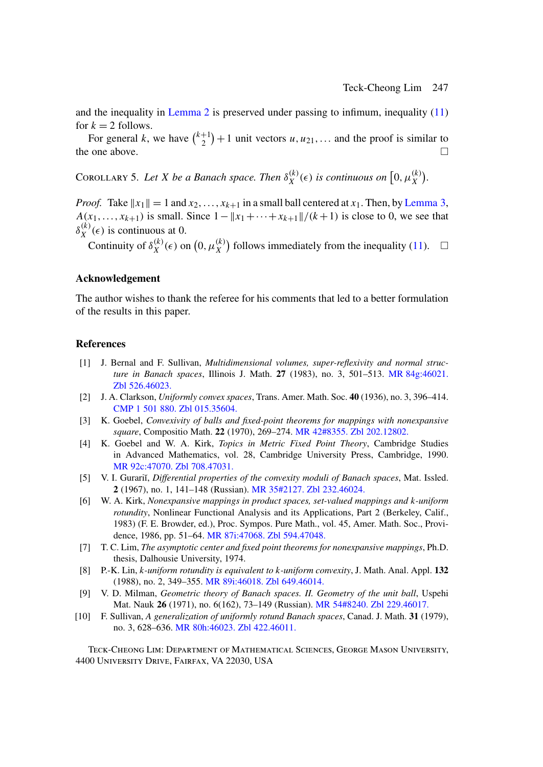and the inequality in Lemma 2 is preserved under passing to infimum, inequality (11) for $k = 2$ follows.

For general $k$, we have $\binom{k+1}{2} + 1$ unit vectors $u, u_{21}, \ldots$ and the proof is similar to the one above. □

Corollary 5. *Let $X$ be a Banach space. Then $\delta_X^{(k)}(\epsilon)$ is continuous on $\left[0, \mu_X^{(k)}\right)$.*

*Proof.* Take $\|x_1\| = 1$ and $x_2, \ldots, x_{k+1}$ in a small ball centered at $x_1$. Then, by Lemma 3, $A(x_1, \ldots, x_{k+1})$ is small. Since $1 - \|x_1 + \cdots + x_{k+1}\|/(k+1)$ is close to 0, we see that $\delta_X^{(k)}(\epsilon)$ is continuous at 0.

Continuity of $\delta_X^{(k)}(\epsilon)$ on $\left(0, \mu_X^{(k)}\right)$ follows immediately from the inequality (11). □

## Acknowledgement

The author wishes to thank the referee for his comments that led to a better formulation of the results in this paper.

## References

[1] J. Bernal and F. Sullivan, *Multidimensional volumes, super-reflexivity and normal structure in Banach spaces*, Illinois J. Math. **27** (1983), no. 3, 501–513. MR 84g:46021. Zbl 526.46023.

[2] J. A. Clarkson, *Uniformly convex spaces*, Trans. Amer. Math. Soc. **40** (1936), no. 3, 396–414. CMP 1 501 880. Zbl 015.35604.

[3] K. Goebel, *Convexivity of balls and fixed-point theorems for mappings with nonexpansive square*, Compositio Math. **22** (1970), 269–274. MR 42#8355. Zbl 202.12802.

[4] K. Goebel and W. A. Kirk, *Topics in Metric Fixed Point Theory*, Cambridge Studies in Advanced Mathematics, vol. 28, Cambridge University Press, Cambridge, 1990. MR 92c:47070. Zbl 708.47031.

[5] V. I. Gurariĭ, *Differential properties of the convexity moduli of Banach spaces*, Mat. Issled. **2** (1967), no. 1, 141–148 (Russian). MR 35#2127. Zbl 232.46024.

[6] W. A. Kirk, *Nonexpansive mappings in product spaces, set-valued mappings and k-uniform rotundity*, Nonlinear Functional Analysis and its Applications, Part 2 (Berkeley, Calif., 1983) (F. E. Browder, ed.), Proc. Sympos. Pure Math., vol. 45, Amer. Math. Soc., Providence, 1986, pp. 51–64. MR 87i:47068. Zbl 594.47048.

[7] T. C. Lim, *The asymptotic center and fixed point theorems for nonexpansive mappings*, Ph.D. thesis, Dalhousie University, 1974.

[8] P.-K. Lin, *k-uniform rotundity is equivalent to k-uniform convexity*, J. Math. Anal. Appl. **132** (1988), no. 2, 349–355. MR 89i:46018. Zbl 649.46014.

[9] V. D. Milman, *Geometric theory of Banach spaces. II. Geometry of the unit ball*, Uspehi Mat. Nauk **26** (1971), no. 6(162), 73–149 (Russian). MR 54#8240. Zbl 229.46017.

[10] F. Sullivan, *A generalization of uniformly rotund Banach spaces*, Canad. J. Math. **31** (1979), no. 3, 628–636. MR 80h:46023. Zbl 422.46011.

Teck-Cheong Lim: Department of Mathematical Sciences, George Mason University, 4400 University Drive, Fairfax, VA 22030, USA